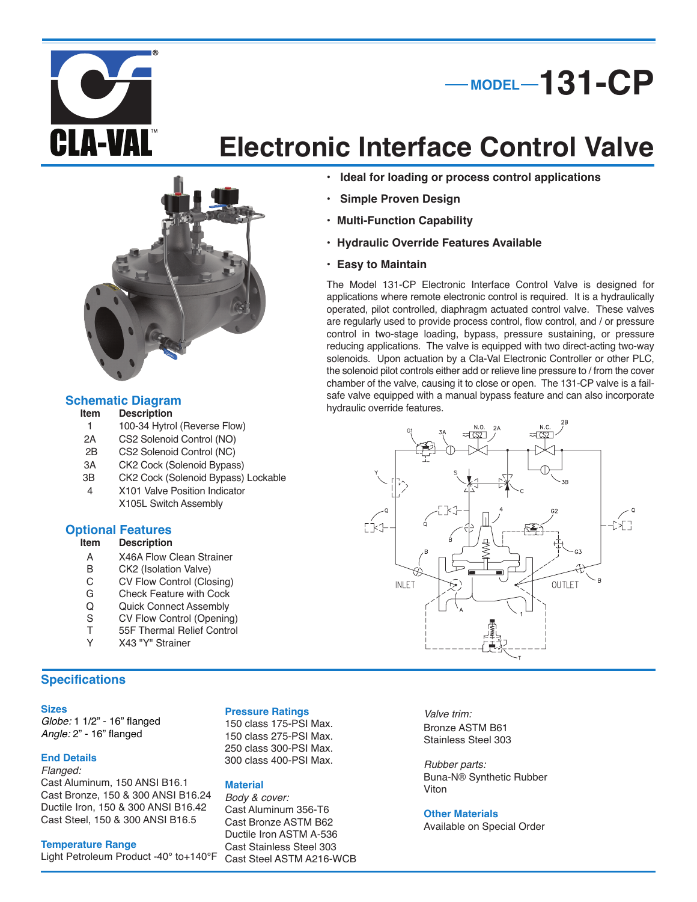# CLA-VAL

## MODEL 131-CP

# Electronic Interface Control Valve

- **Ideal for loading or process control applications**
- **Simple Proven Design**
- **Multi-Function Capability**
- **Hydraulic Override Features Available**
- **Easy to Maintain**

The Model 131-CP Electronic Interface Control Valve is designed for applications where remote electronic control is required. It is a hydraulically operated, pilot controlled, diaphragm actuated control valve. These valves are regularly used to provide process control, flow control, and / or pressure control in two-stage loading, bypass, pressure sustaining, or pressure reducing applications. The valve is equipped with two direct-acting two-way solenoids. Upon actuation by a Cla-Val Electronic Controller or other PLC, the solenoid pilot controls either add or relieve line pressure to / from the cover chamber of the valve, causing it to close or open. The 131-CP valve is a fail-safe valve equipped with a manual bypass feature and can also incorporate hydraulic override features.

### Schematic Diagram

| Item | Description |
|---|---|
| 1 | 100-34 Hytrol (Reverse Flow) |
| 2A | CS2 Solenoid Control (NO) |
| 2B | CS2 Solenoid Control (NC) |
| 3A | CK2 Cock (Solenoid Bypass) |
| 3B | CK2 Cock (Solenoid Bypass) Lockable |
| 4 | X101 Valve Position Indicator<br>X105L Switch Assembly |

### Optional Features

| Item | Description |
|---|---|
| A | X46A Flow Clean Strainer |
| B | CK2 (Isolation Valve) |
| C | CV Flow Control (Closing) |
| G | Check Feature with Cock |
| Q | Quick Connect Assembly |
| S | CV Flow Control (Opening) |
| T | 55F Thermal Relief Control |
| Y | X43 "Y" Strainer |

## Specifications

### Sizes
*Globe:* 1 1/2" - 16" flanged
*Angle:* 2" - 16" flanged

### End Details
*Flanged:*
Cast Aluminum, 150 ANSI B16.1
Cast Bronze, 150 & 300 ANSI B16.24
Ductile Iron, 150 & 300 ANSI B16.42
Cast Steel, 150 & 300 ANSI B16.5

### Temperature Range
Light Petroleum Product -40° to+140°F

### Pressure Ratings
150 class 175-PSI Max.
150 class 275-PSI Max.
250 class 300-PSI Max.
300 class 400-PSI Max.

### Material
*Body & cover:*
Cast Aluminum 356-T6
Cast Bronze ASTM B62
Ductile Iron ASTM A-536
Cast Stainless Steel 303
Cast Steel ASTM A216-WCB

*Valve trim:*
Bronze ASTM B61
Stainless Steel 303

*Rubber parts:*
Buna-N® Synthetic Rubber
Viton

### Other Materials
Available on Special Order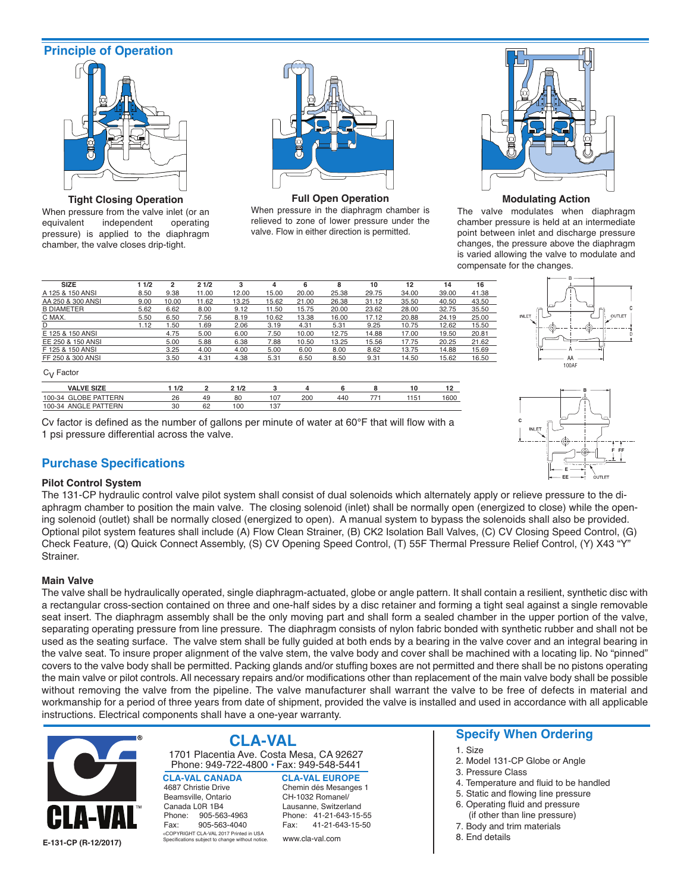## Principle of Operation

**Tight Closing Operation**

When pressure from the valve inlet (or an equivalent independent operating pressure) is applied to the diaphragm chamber, the valve closes drip-tight.

**Full Open Operation**

When pressure in the diaphragm chamber is relieved to zone of lower pressure under the valve. Flow in either direction is permitted.

**Modulating Action**

The valve modulates when diaphragm chamber pressure is held at an intermediate point between inlet and discharge pressure changes, the pressure above the diaphragm is varied allowing the valve to modulate and compensate for the changes.

| SIZE | 1 1/2 | 2 | 2 1/2 | 3 | 4 | 6 | 8 | 10 | 12 | 14 | 16 |
|---|---|---|---|---|---|---|---|---|---|---|---|
| A 125 & 150 ANSI | 8.50 | 9.38 | 11.00 | 12.00 | 15.00 | 20.00 | 25.38 | 29.75 | 34.00 | 39.00 | 41.38 |
| AA 250 & 300 ANSI | 9.00 | 10.00 | 11.62 | 13.25 | 15.62 | 21.00 | 26.38 | 31.12 | 35.50 | 40.50 | 43.50 |
| B DIAMETER | 5.62 | 6.62 | 8.00 | 9.12 | 11.50 | 15.75 | 20.00 | 23.62 | 28.00 | 32.75 | 35.50 |
| C MAX. | 5.50 | 6.50 | 7.56 | 8.19 | 10.62 | 13.38 | 16.00 | 17.12 | 20.88 | 24.19 | 25.00 |
| D | 1.12 | 1.50 | 1.69 | 2.06 | 3.19 | 4.31 | 5.31 | 9.25 | 10.75 | 12.62 | 15.50 |
| E 125 & 150 ANSI | | 4.75 | 5.00 | 6.00 | 7.50 | 10.00 | 12.75 | 14.88 | 17.00 | 19.50 | 20.81 |
| EE 250 & 300 ANSI | | 5.00 | 5.88 | 6.38 | 7.88 | 10.50 | 13.25 | 15.56 | 17.75 | 20.25 | 21.62 |
| F 125 & 150 ANSI | | 3.25 | 4.00 | 4.00 | 5.00 | 6.00 | 8.00 | 8.62 | 13.75 | 14.88 | 15.69 |
| FF 250 & 300 ANSI | | 3.50 | 4.31 | 4.38 | 5.31 | 6.50 | 8.50 | 9.31 | 14.50 | 15.62 | 16.50 |

$C_V$ Factor

| VALVE SIZE | 1 1/2 | 2 | 2 1/2 | 3 | 4 | 6 | 8 | 10 | 12 |
|---|---|---|---|---|---|---|---|---|---|
| 100-34 GLOBE PATTERN | 26 | 49 | 80 | 107 | 200 | 440 | 771 | 1151 | 1600 |
| 100-34 ANGLE PATTERN | 30 | 62 | 100 | 137 | | | | | |

Cv factor is defined as the number of gallons per minute of water at 60°F that will flow with a 1 psi pressure differential across the valve.

INLET
OUTLET
B
C
D
A
AA
100AF

B
C
INLET
F FF
E
EE
OUTLET

## Purchase Specifications

### Pilot Control System

The 131-CP hydraulic control valve pilot system shall consist of dual solenoids which alternately apply or relieve pressure to the diaphragm chamber to position the main valve. The closing solenoid (inlet) shall be normally open (energized to close) while the opening solenoid (outlet) shall be normally closed (energized to open). A manual system to bypass the solenoids shall also be provided. Optional pilot system features shall include (A) Flow Clean Strainer, (B) CK2 Isolation Ball Valves, (C) CV Closing Speed Control, (G) Check Feature, (Q) Quick Connect Assembly, (S) CV Opening Speed Control, (T) 55F Thermal Pressure Relief Control, (Y) X43 "Y" Strainer.

### Main Valve

The valve shall be hydraulically operated, single diaphragm-actuated, globe or angle pattern. It shall contain a resilient, synthetic disc with a rectangular cross-section contained on three and one-half sides by a disc retainer and forming a tight seal against a single removable seat insert. The diaphragm assembly shall be the only moving part and shall form a sealed chamber in the upper portion of the valve, separating operating pressure from line pressure. The diaphragm consists of nylon fabric bonded with synthetic rubber and shall not be used as the seating surface. The valve stem shall be fully guided at both ends by a bearing in the valve cover and an integral bearing in the valve seat. To insure proper alignment of the valve stem, the valve body and cover shall be machined with a locating lip. No "pinned" covers to the valve body shall be permitted. Packing glands and/or stuffing boxes are not permitted and there shall be no pistons operating the main valve or pilot controls. All necessary repairs and/or modifications other than replacement of the main valve body shall be possible without removing the valve from the pipeline. The valve manufacturer shall warrant the valve to be free of defects in material and workmanship for a period of three years from date of shipment, provided the valve is installed and used in accordance with all applicable instructions. Electrical components shall have a one-year warranty.

**CLA-VAL**

1701 Placentia Ave. Costa Mesa, CA 92627
Phone: 949-722-4800 • Fax: 949-548-5441

**CLA-VAL CANADA**
4687 Christie Drive
Beamsville, Ontario
Canada L0R 1B4
Phone: 905-563-4963
Fax: 905-563-4040

**CLA-VAL EUROPE**
Chemin dés Mesanges 1
CH-1032 Romanel/
Lausanne, Switzerland
Phone: 41-21-643-15-55
Fax: 41-21-643-15-50

www.cla-val.com

©COPYRIGHT CLA-VAL 2017 Printed in USA
Specifications subject to change without notice.

E-131-CP (R-12/2017)

## Specify When Ordering

1. Size
2. Model 131-CP Globe or Angle
3. Pressure Class
4. Temperature and fluid to be handled
5. Static and flowing line pressure
6. Operating fluid and pressure (if other than line pressure)
7. Body and trim materials
8. End details